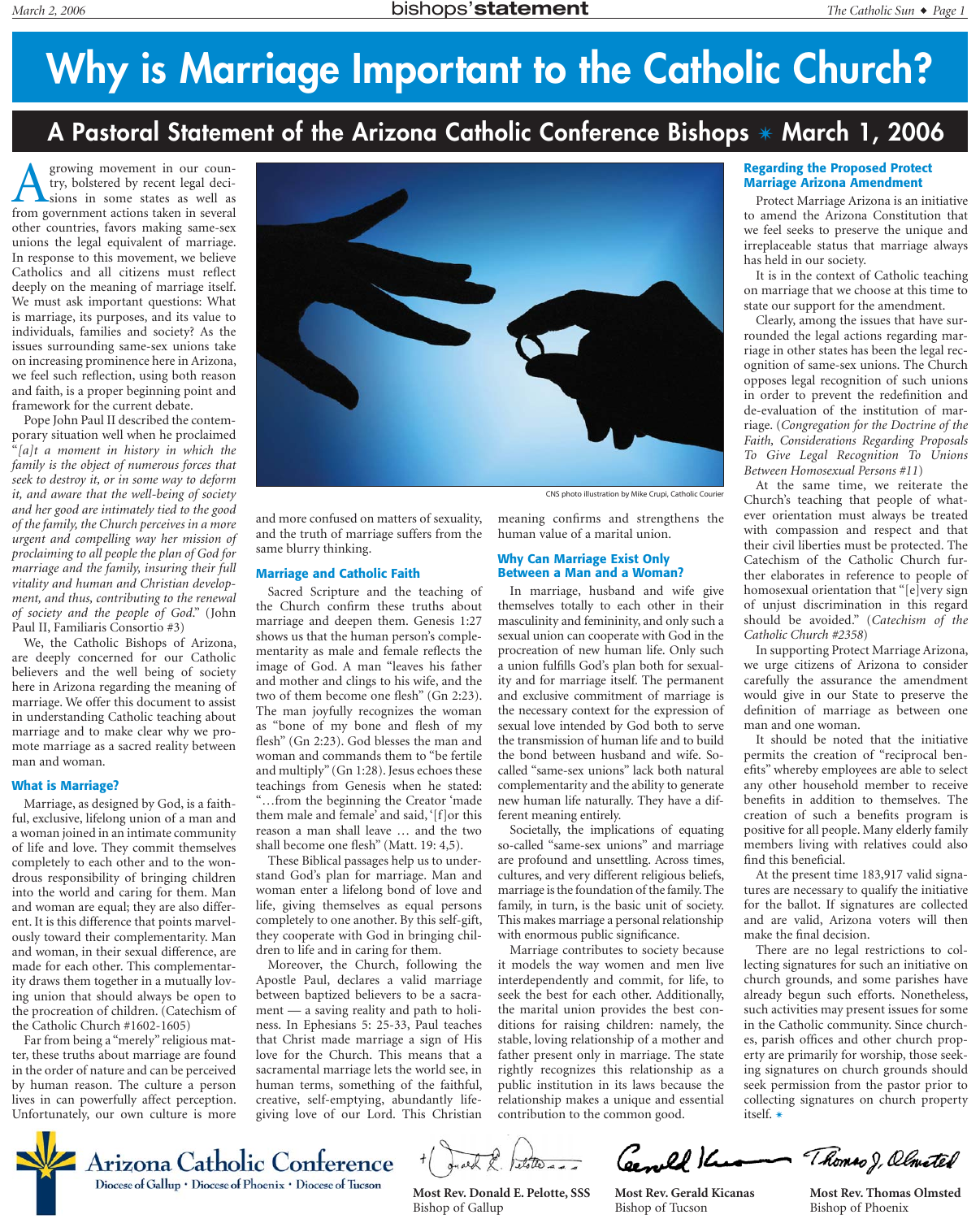# Why is Marriage Important to the Catholic Church?

## A Pastoral Statement of the Arizona Catholic Conference Bishops ✴ March 1, 2006

A growing movement in our country, bolstered by recent legal decisions in some states as well as from government actions taken in several other countries, favors making same-sex unions the legal equivalent of marriage. In response to this movement, we believe Catholics and all citizens must reflect deeply on the meaning of marriage itself. We must ask important questions: What is marriage, its purposes, and its value to individuals, families and society? As the issues surrounding same-sex unions take on increasing prominence here in Arizona, we feel such reflection, using both reason and faith, is a proper beginning point and framework for the current debate.

Pope John Paul II described the contemporary situation well when he proclaimed "*[a]t a moment in history in which the family is the object of numerous forces that seek to destroy it, or in some way to deform it, and aware that the well-being of society and her good are intimately tied to the good of the family, the Church perceives in a more urgent and compelling way her mission of proclaiming to all people the plan of God for marriage and the family, insuring their full vitality and human and Christian development, and thus, contributing to the renewal of society and the people of God.*" (John Paul II, Familiaris Consortio #3)

We, the Catholic Bishops of Arizona, are deeply concerned for our Catholic believers and the well being of society here in Arizona regarding the meaning of marriage. We offer this document to assist in understanding Catholic teaching about marriage and to make clear why we promote marriage as a sacred reality between man and woman.

### What is Marriage?

Marriage, as designed by God, is a faithful, exclusive, lifelong union of a man and a woman joined in an intimate community of life and love. They commit themselves completely to each other and to the wondrous responsibility of bringing children into the world and caring for them. Man and woman are equal; they are also different. It is this difference that points marvelously toward their complementarity. Man and woman, in their sexual difference, are made for each other. This complementarity draws them together in a mutually loving union that should always be open to the procreation of children. (Catechism of the Catholic Church #1602-1605)

Far from being a "merely" religious matter, these truths about marriage are found in the order of nature and can be perceived by human reason. The culture a person lives in can powerfully affect perception. Unfortunately, our own culture is more and more confused on matters of sexuality, and the truth of marriage suffers from the same blurry thinking.

CNS photo illustration by Mike Crupi, Catholic Courier

### Marriage and Catholic Faith

Sacred Scripture and the teaching of the Church confirm these truths about marriage and deepen them. Genesis 1:27 shows us that the human person's complementarity as male and female reflects the image of God. A man "leaves his father and mother and clings to his wife, and the two of them become one flesh" (Gn 2:23). The man joyfully recognizes the woman as "bone of my bone and flesh of my flesh" (Gn 2:23). God blesses the man and woman and commands them to "be fertile and multiply" (Gn 1:28). Jesus echoes these teachings from Genesis when he stated: "…from the beginning the Creator 'made them male and female' and said, '[f]or this reason a man shall leave … and the two shall become one flesh" (Matt. 19: 4,5).

These Biblical passages help us to understand God's plan for marriage. Man and woman enter a lifelong bond of love and life, giving themselves as equal persons completely to one another. By this self-gift, they cooperate with God in bringing children to life and in caring for them.

Moreover, the Church, following the Apostle Paul, declares a valid marriage between baptized believers to be a sacrament — a saving reality and path to holiness. In Ephesians 5: 25-33, Paul teaches that Christ made marriage a sign of His love for the Church. This means that a sacramental marriage lets the world see, in human terms, something of the faithful, creative, self-emptying, abundantly life-giving love of our Lord. This Christian meaning confirms and strengthens the human value of a marital union.

### Why Can Marriage Exist Only Between a Man and a Woman?

In marriage, husband and wife give themselves totally to each other in their masculinity and femininity, and only such a sexual union can cooperate with God in the procreation of new human life. Only such a union fulfills God's plan both for sexuality and for marriage itself. The permanent and exclusive commitment of marriage is the necessary context for the expression of sexual love intended by God both to serve the transmission of human life and to build the bond between husband and wife. So-called "same-sex unions" lack both natural complementarity and the ability to generate new human life naturally. They have a different meaning entirely.

Societally, the implications of equating so-called "same-sex unions" and marriage are profound and unsettling. Across times, cultures, and very different religious beliefs, marriage is the foundation of the family. The family, in turn, is the basic unit of society. This makes marriage a personal relationship with enormous public significance.

Marriage contributes to society because it models the way women and men live interdependently and commit, for life, to seek the best for each other. Additionally, the marital union provides the best conditions for raising children: namely, the stable, loving relationship of a mother and father present only in marriage. The state rightly recognizes this relationship as a public institution in its laws because the relationship makes a unique and essential contribution to the common good.

### Regarding the Proposed Protect Marriage Arizona Amendment

Protect Marriage Arizona is an initiative to amend the Arizona Constitution that we feel seeks to preserve the unique and irreplaceable status that marriage always has held in our society.

It is in the context of Catholic teaching on marriage that we choose at this time to state our support for the amendment.

Clearly, among the issues that have surrounded the legal actions regarding marriage in other states has been the legal recognition of same-sex unions. The Church opposes legal recognition of such unions in order to prevent the redefinition and de-evaluation of the institution of marriage. (*Congregation for the Doctrine of the Faith, Considerations Regarding Proposals To Give Legal Recognition To Unions Between Homosexual Persons #11*)

At the same time, we reiterate the Church's teaching that people of whatever orientation must always be treated with compassion and respect and that their civil liberties must be protected. The Catechism of the Catholic Church further elaborates in reference to people of homosexual orientation that "[e]very sign of unjust discrimination in this regard should be avoided." (*Catechism of the Catholic Church #2358*)

In supporting Protect Marriage Arizona, we urge citizens of Arizona to consider carefully the assurance the amendment would give in our State to preserve the definition of marriage as between one man and one woman.

It should be noted that the initiative permits the creation of "reciprocal benefits" whereby employees are able to select any other household member to receive benefits in addition to themselves. The creation of such a benefits program is positive for all people. Many elderly family members living with relatives could also find this beneficial.

At the present time 183,917 valid signatures are necessary to qualify the initiative for the ballot. If signatures are collected and are valid, Arizona voters will then make the final decision.

There are no legal restrictions to collecting signatures for such an initiative on church grounds, and some parishes have already begun such efforts. Nonetheless, such activities may present issues for some in the Catholic community. Since churches, parish offices and other church property are primarily for worship, those seeking signatures on church grounds should seek permission from the pastor prior to collecting signatures on church property itself. ✴

Arizona Catholic Conference
Diocese of Gallup • Diocese of Phoenix • Diocese of Tucson

**Most Rev. Donald E. Pelotte, SSS**
Bishop of Gallup

**Most Rev. Gerald Kicanas**
Bishop of Tucson

**Most Rev. Thomas Olmsted**
Bishop of Phoenix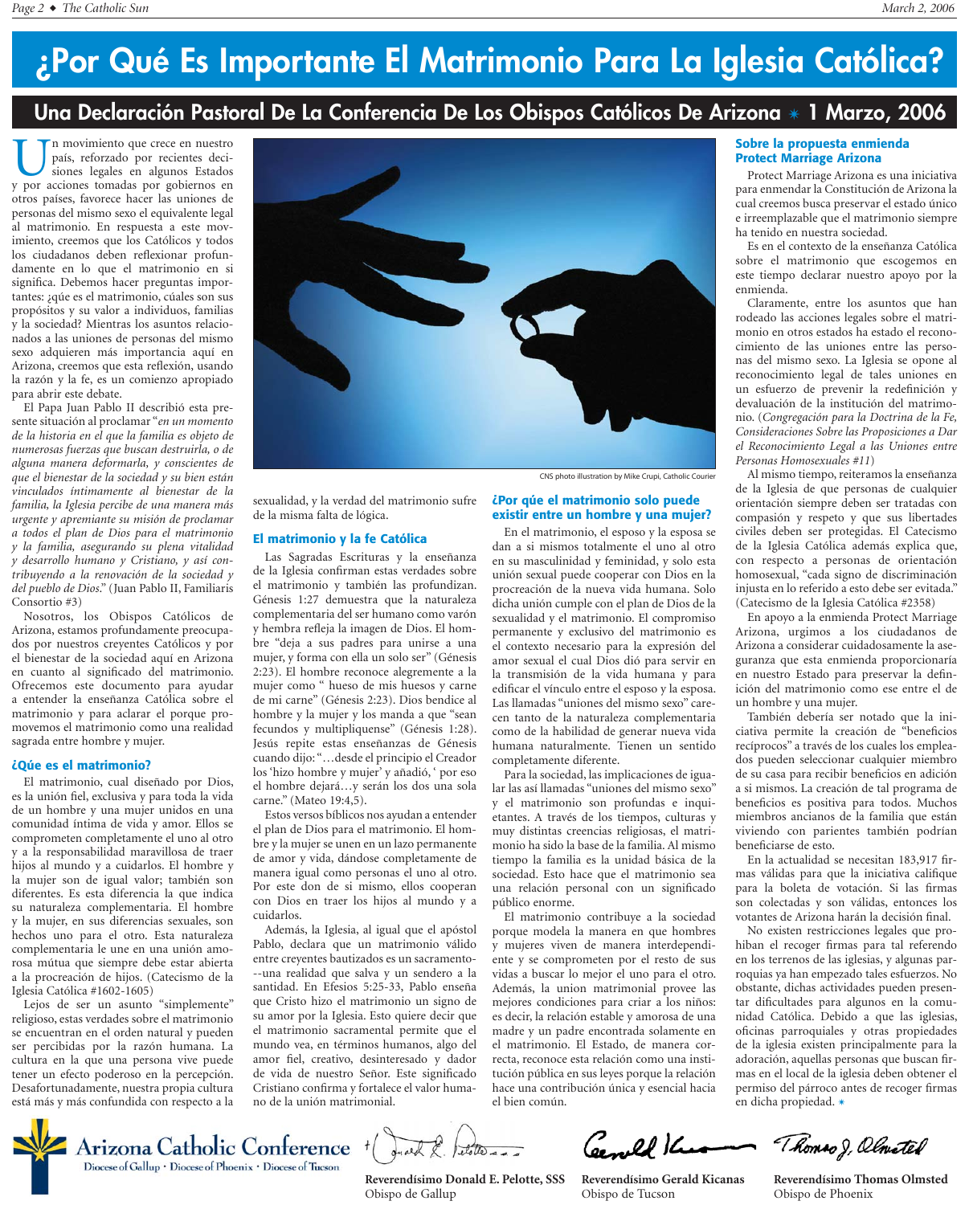# ¿Por Qué Es Importante El Matrimonio Para La Iglesia Católica?

## Una Declaración Pastoral De La Conferencia De Los Obispos Católicos De Arizona ✶ 1 Marzo, 2006

Un movimiento que crece en nuestro país, reforzado por recientes decisiones legales en algunos Estados y por acciones tomadas por gobiernos en otros países, favorece hacer las uniones de personas del mismo sexo el equivalente legal al matrimonio. En respuesta a este movimiento, creemos que los Católicos y todos los ciudadanos deben reflexionar profundamente en lo que el matrimonio en si significa. Debemos hacer preguntas importantes: ¿qúe es el matrimonio, cúales son sus propósitos y su valor a individuos, familias y la sociedad? Mientras los asuntos relacionados a las uniones de personas del mismo sexo adquieren más importancia aquí en Arizona, creemos que esta reflexión, usando la razón y la fe, es un comienzo apropiado para abrir este debate.

El Papa Juan Pablo II describió esta presente situación al proclamar "*en un momento de la historia en el que la familia es objeto de numerosas fuerzas que buscan destruirla, o de alguna manera deformarla, y conscientes de que el bienestar de la sociedad y su bien están vinculados íntimamente al bienestar de la familia, la Iglesia percibe de una manera más urgente y apremiante su misión de proclamar a todos el plan de Dios para el matrimonio y la familia, asegurando su plena vitalidad y desarrollo humano y Cristiano, y así contribuyendo a la renovación de la sociedad y del pueblo de Dios.*" (Juan Pablo II, Familiaris Consortio #3)

Nosotros, los Obispos Católicos de Arizona, estamos profundamente preocupados por nuestros creyentes Católicos y por el bienestar de la sociedad aquí en Arizona en cuanto al significado del matrimonio. Ofrecemos este documento para ayudar a entender la enseñanza Católica sobre el matrimonio y para aclarar el porque promovemos el matrimonio como una realidad sagrada entre hombre y mujer.

### ¿Qúe es el matrimonio?

El matrimonio, cual diseñado por Dios, es la unión fiel, exclusiva y para toda la vida de un hombre y una mujer unidos en una comunidad íntima de vida y amor. Ellos se comprometen completamente el uno al otro y a la responsabilidad maravillosa de traer hijos al mundo y a cuidarlos. El hombre y la mujer son de igual valor; también son diferentes. Es esta diferencia la que indica su naturaleza complementaria. El hombre y la mujer, en sus diferencias sexuales, son hechos uno para el otro. Esta naturaleza complementaria le une en una unión amorosa mútua que siempre debe estar abierta a la procreación de hijos. (Catecismo de la Iglesia Católica #1602-1605)

Lejos de ser un asunto "simplemente" religioso, estas verdades sobre el matrimonio se encuentran en el orden natural y pueden ser percibidas por la razón humana. La cultura en la que una persona vive puede tener un efecto poderoso en la percepción. Desafortunadamente, nuestra propia cultura está más y más confundida con respecto a la sexualidad, y la verdad del matrimonio sufre de la misma falta de lógica.

CNS photo illustration by Mike Crupi, Catholic Courier

### El matrimonio y la fe Católica

Las Sagradas Escrituras y la enseñanza de la Iglesia confirman estas verdades sobre el matrimonio y también las profundizan. Génesis 1:27 demuestra que la naturaleza complementaria del ser humano como varón y hembra refleja la imagen de Dios. El hombre "deja a sus padres para unirse a una mujer, y forma con ella un solo ser" (Génesis 2:23). El hombre reconoce alegremente a la mujer como " hueso de mis huesos y carne de mi carne" (Génesis 2:23). Dios bendice al hombre y la mujer y los manda a que "sean fecundos y multipliquense" (Génesis 1:28). Jesús repite estas enseñanzas de Génesis cuando dijo: "…desde el principio el Creador los 'hizo hombre y mujer' y añadió, ' por eso el hombre dejará…y serán los dos una sola carne." (Mateo 19:4,5).

Estos versos bíblicos nos ayudan a entender el plan de Dios para el matrimonio. El hombre y la mujer se unen en un lazo permanente de amor y vida, dándose completamente de manera igual como personas el uno al otro. Por este don de si mismo, ellos cooperan con Dios en traer los hijos al mundo y a cuidarlos.

Además, la Iglesia, al igual que el apóstol Pablo, declara que un matrimonio válido entre creyentes bautizados es un sacramento--una realidad que salva y un sendero a la santidad. En Efesios 5:25-33, Pablo enseña que Cristo hizo el matrimonio un signo de su amor por la Iglesia. Esto quiere decir que el matrimonio sacramental permite que el mundo vea, en términos humanos, algo del amor fiel, creativo, desinteresado y dador de vida de nuestro Señor. Este significado Cristiano confirma y fortalece el valor humano de la unión matrimonial.

### ¿Por qúe el matrimonio solo puede existir entre un hombre y una mujer?

En el matrimonio, el esposo y la esposa se dan a si mismos totalmente el uno al otro en su masculinidad y feminidad, y solo esta unión sexual puede cooperar con Dios en la procreación de la nueva vida humana. Solo dicha unión cumple con el plan de Dios de la sexualidad y el matrimonio. El compromiso permanente y exclusivo del matrimonio es el contexto necesario para la expresión del amor sexual el cual Dios dió para servir en la transmisión de la vida humana y para edificar el vínculo entre el esposo y la esposa. Las llamadas "uniones del mismo sexo" carecen tanto de la naturaleza complementaria como de la habilidad de generar nueva vida humana naturalmente. Tienen un sentido completamente diferente.

Para la sociedad, las implicaciones de igualar las así llamadas "uniones del mismo sexo" y el matrimonio son profundas e inquietantes. A través de los tiempos, culturas y muy distintas creencias religiosas, el matrimonio ha sido la base de la familia. Al mismo tiempo la familia es la unidad básica de la sociedad. Esto hace que el matrimonio sea una relación personal con un significado público enorme.

El matrimonio contribuye a la sociedad porque modela la manera en que hombres y mujeres viven de manera interdependiente y se comprometen por el resto de sus vidas a buscar lo mejor el uno para el otro. Además, la union matrimonial provee las mejores condiciones para criar a los niños: es decir, la relación estable y amorosa de una madre y un padre encontrada solamente en el matrimonio. El Estado, de manera correcta, reconoce esta relación como una institución pública en sus leyes porque la relación hace una contribución única y esencial hacia el bien común.

### Sobre la propuesta enmienda Protect Marriage Arizona

Protect Marriage Arizona es una iniciativa para enmendar la Constitución de Arizona la cual creemos busca preservar el estado único e irreemplazable que el matrimonio siempre ha tenido en nuestra sociedad.

Es en el contexto de la enseñanza Católica sobre el matrimonio que escogemos en este tiempo declarar nuestro apoyo por la enmienda.

Claramente, entre los asuntos que han rodeado las acciones legales sobre el matrimonio en otros estados ha estado el reconocimiento de las uniones entre las personas del mismo sexo. La Iglesia se opone al reconocimiento legal de tales uniones en un esfuerzo de prevenir la redefinición y devaluación de la institución del matrimonio. (*Congregación para la Doctrina de la Fe, Consideraciones Sobre las Proposiciones a Dar el Reconocimiento Legal a las Uniones entre Personas Homosexuales #11*)

Al mismo tiempo, reiteramos la enseñanza de la Iglesia de que personas de cualquier orientación siempre deben ser tratadas con compasión y respeto y que sus libertades civiles deben ser protegidas. El Catecismo de la Iglesia Católica además explica que, con respecto a personas de orientación homosexual, "cada signo de discriminación injusta en lo referido a esto debe ser evitada." (Catecismo de la Iglesia Católica #2358)

En apoyo a la enmienda Protect Marriage Arizona, urgimos a los ciudadanos de Arizona a considerar cuidadosamente la aseguranza que esta enmienda proporcionaría en nuestro Estado para preservar la definición del matrimonio como ese entre el de un hombre y una mujer.

También debería ser notado que la iniciativa permite la creación de "beneficios recíprocos" a través de los cuales los empleados pueden seleccionar cualquier miembro de su casa para recibir beneficios en adición a si mismos. La creación de tal programa de beneficios es positiva para todos. Muchos miembros ancianos de la familia que están viviendo con parientes también podrían beneficiarse de esto.

En la actualidad se necesitan 183,917 firmas válidas para que la iniciativa califique para la boleta de votación. Si las firmas son colectadas y son válidas, entonces los votantes de Arizona harán la decisión final.

No existen restricciones legales que prohiban el recoger firmas para tal referendo en los terrenos de las iglesias, y algunas parroquias ya han empezado tales esfuerzos. No obstante, dichas actividades pueden presentar dificultades para algunos en la comunidad Católica. Debido a que las iglesias, oficinas parroquiales y otras propiedades de la iglesia existen principalmente para la adoración, aquellas personas que buscan firmas en el local de la iglesia deben obtener el permiso del párroco antes de recoger firmas en dicha propiedad. ✶

Arizona Catholic Conference
Diocese of Gallup · Diocese of Phoenix · Diocese of Tucson

**Reverendísimo Donald E. Pelotte, SSS**
Obispo de Gallup

**Reverendísimo Gerald Kicanas**
Obispo de Tucson

**Reverendísimo Thomas Olmsted**
Obispo de Phoenix